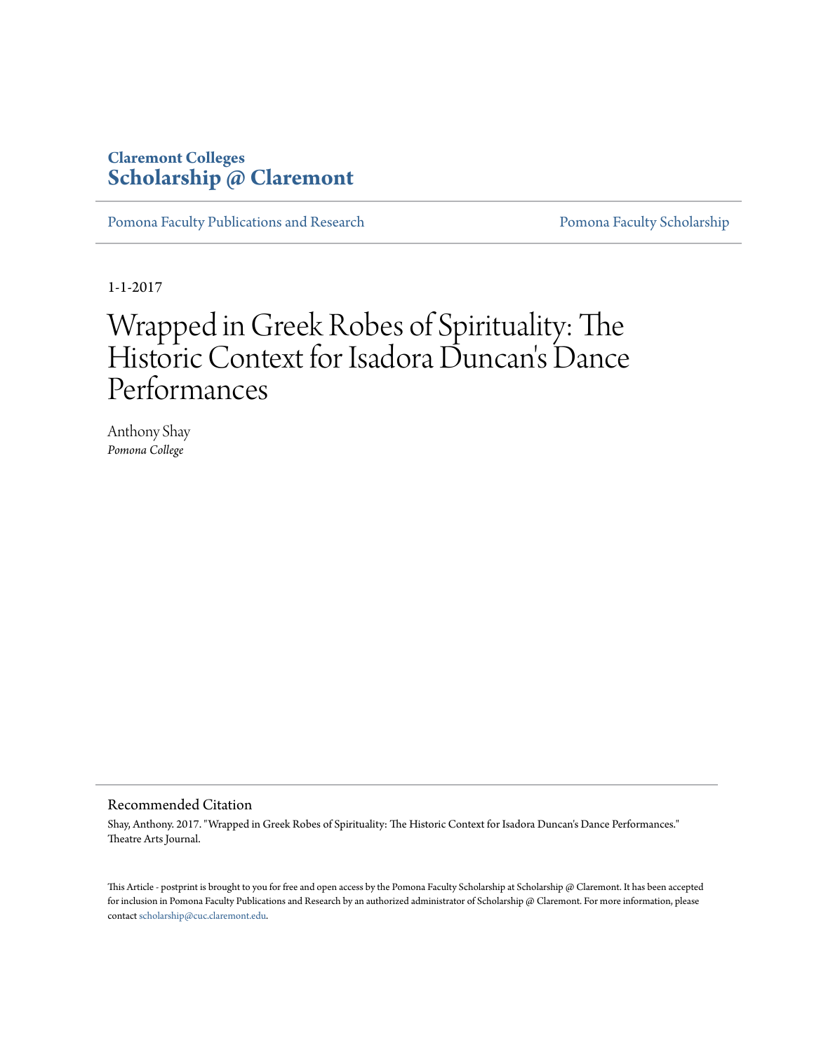Claremont Colleges
**Scholarship @ Claremont**

Pomona Faculty Publications and Research | Pomona Faculty Scholarship

1-1-2017

# Wrapped in Greek Robes of Spirituality: The Historic Context for Isadora Duncan's Dance Performances

Anthony Shay
*Pomona College*

## Recommended Citation

Shay, Anthony. 2017. "Wrapped in Greek Robes of Spirituality: The Historic Context for Isadora Duncan's Dance Performances." Theatre Arts Journal.

This Article - postprint is brought to you for free and open access by the Pomona Faculty Scholarship at Scholarship @ Claremont. It has been accepted for inclusion in Pomona Faculty Publications and Research by an authorized administrator of Scholarship @ Claremont. For more information, please contact scholarship@cuc.claremont.edu.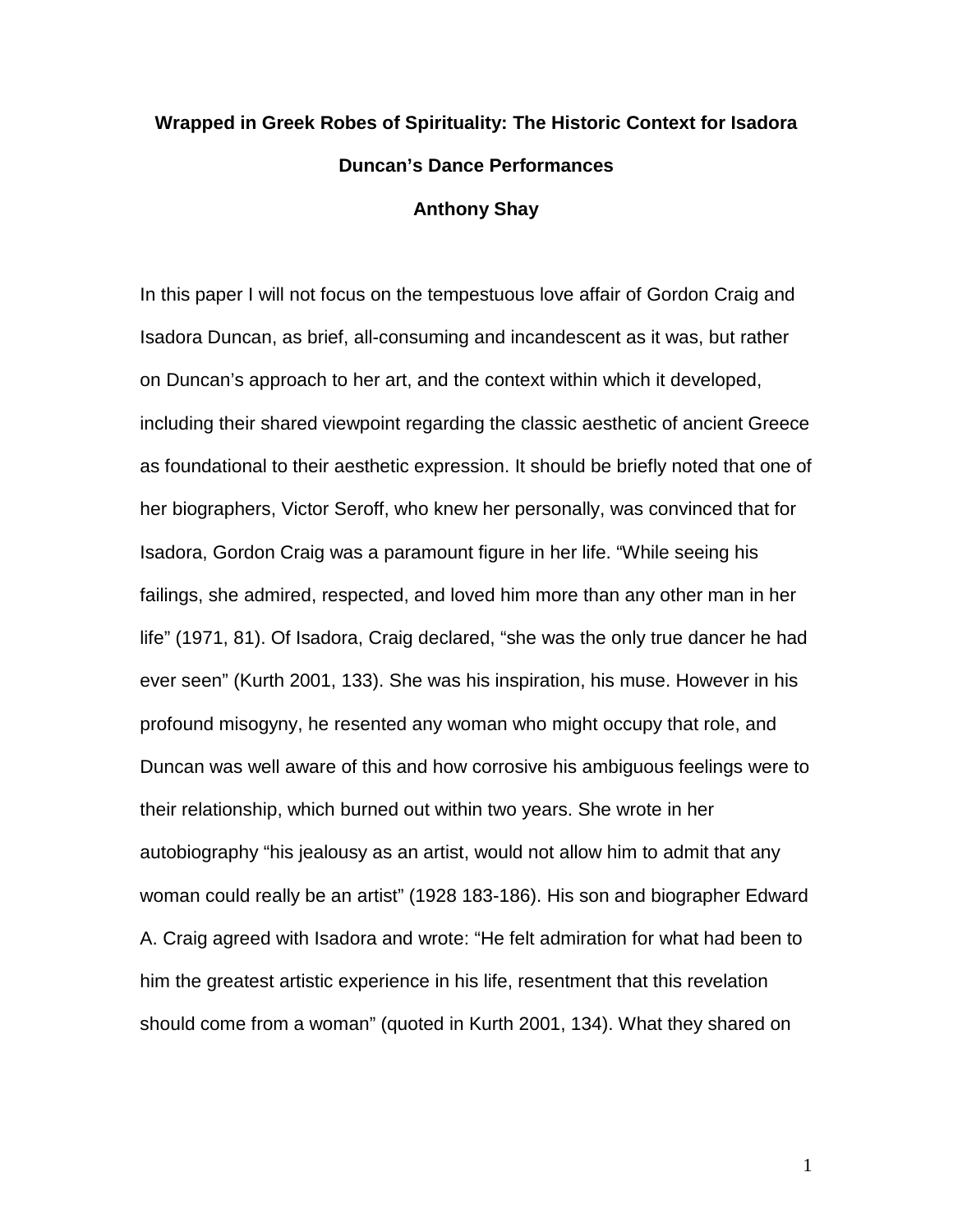**Wrapped in Greek Robes of Spirituality: The Historic Context for Isadora Duncan's Dance Performances**

**Anthony Shay**

In this paper I will not focus on the tempestuous love affair of Gordon Craig and Isadora Duncan, as brief, all-consuming and incandescent as it was, but rather on Duncan's approach to her art, and the context within which it developed, including their shared viewpoint regarding the classic aesthetic of ancient Greece as foundational to their aesthetic expression. It should be briefly noted that one of her biographers, Victor Seroff, who knew her personally, was convinced that for Isadora, Gordon Craig was a paramount figure in her life. "While seeing his failings, she admired, respected, and loved him more than any other man in her life" (1971, 81). Of Isadora, Craig declared, "she was the only true dancer he had ever seen" (Kurth 2001, 133). She was his inspiration, his muse. However in his profound misogyny, he resented any woman who might occupy that role, and Duncan was well aware of this and how corrosive his ambiguous feelings were to their relationship, which burned out within two years. She wrote in her autobiography "his jealousy as an artist, would not allow him to admit that any woman could really be an artist" (1928 183-186). His son and biographer Edward A. Craig agreed with Isadora and wrote: "He felt admiration for what had been to him the greatest artistic experience in his life, resentment that this revelation should come from a woman" (quoted in Kurth 2001, 134). What they shared on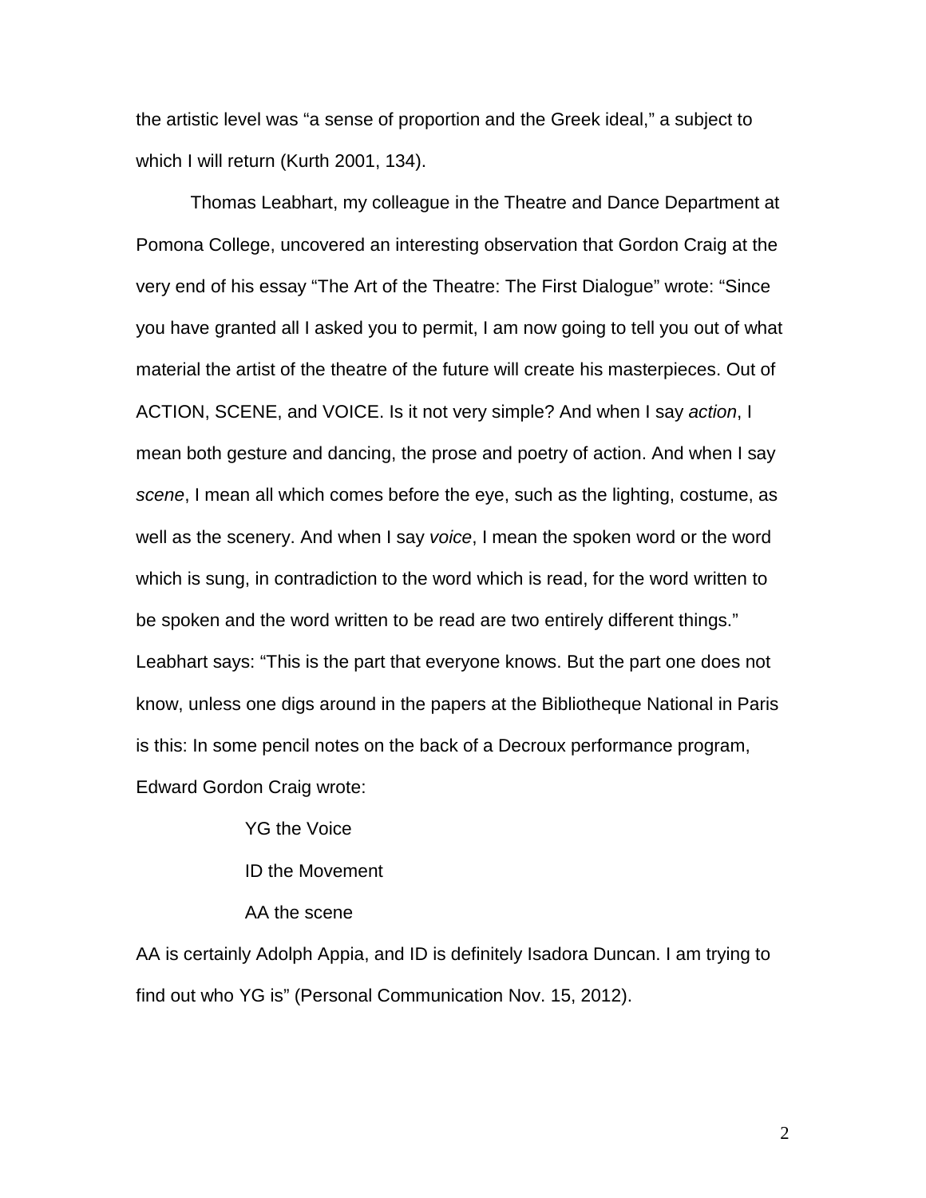the artistic level was "a sense of proportion and the Greek ideal," a subject to which I will return (Kurth 2001, 134).

Thomas Leabhart, my colleague in the Theatre and Dance Department at Pomona College, uncovered an interesting observation that Gordon Craig at the very end of his essay "The Art of the Theatre: The First Dialogue" wrote: "Since you have granted all I asked you to permit, I am now going to tell you out of what material the artist of the theatre of the future will create his masterpieces. Out of ACTION, SCENE, and VOICE. Is it not very simple? And when I say *action*, I mean both gesture and dancing, the prose and poetry of action. And when I say *scene*, I mean all which comes before the eye, such as the lighting, costume, as well as the scenery. And when I say *voice*, I mean the spoken word or the word which is sung, in contradiction to the word which is read, for the word written to be spoken and the word written to be read are two entirely different things." Leabhart says: "This is the part that everyone knows. But the part one does not know, unless one digs around in the papers at the Bibliotheque National in Paris is this: In some pencil notes on the back of a Decroux performance program, Edward Gordon Craig wrote:

> YG the Voice
>
> ID the Movement
>
> AA the scene

AA is certainly Adolph Appia, and ID is definitely Isadora Duncan. I am trying to find out who YG is" (Personal Communication Nov. 15, 2012).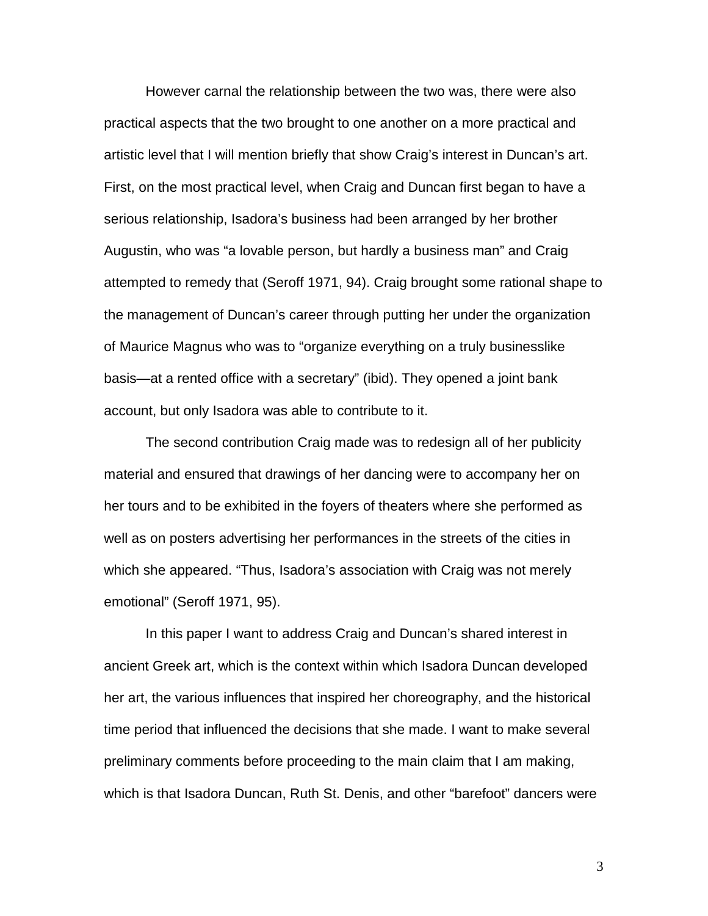However carnal the relationship between the two was, there were also practical aspects that the two brought to one another on a more practical and artistic level that I will mention briefly that show Craig's interest in Duncan's art. First, on the most practical level, when Craig and Duncan first began to have a serious relationship, Isadora's business had been arranged by her brother Augustin, who was "a lovable person, but hardly a business man" and Craig attempted to remedy that (Seroff 1971, 94). Craig brought some rational shape to the management of Duncan's career through putting her under the organization of Maurice Magnus who was to "organize everything on a truly businesslike basis—at a rented office with a secretary" (ibid). They opened a joint bank account, but only Isadora was able to contribute to it.

The second contribution Craig made was to redesign all of her publicity material and ensured that drawings of her dancing were to accompany her on her tours and to be exhibited in the foyers of theaters where she performed as well as on posters advertising her performances in the streets of the cities in which she appeared. "Thus, Isadora's association with Craig was not merely emotional" (Seroff 1971, 95).

In this paper I want to address Craig and Duncan's shared interest in ancient Greek art, which is the context within which Isadora Duncan developed her art, the various influences that inspired her choreography, and the historical time period that influenced the decisions that she made. I want to make several preliminary comments before proceeding to the main claim that I am making, which is that Isadora Duncan, Ruth St. Denis, and other "barefoot" dancers were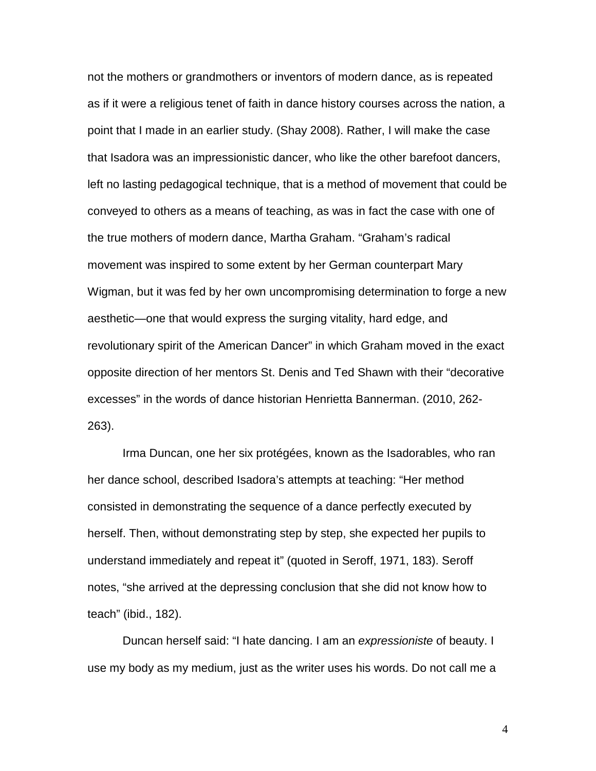not the mothers or grandmothers or inventors of modern dance, as is repeated as if it were a religious tenet of faith in dance history courses across the nation, a point that I made in an earlier study. (Shay 2008). Rather, I will make the case that Isadora was an impressionistic dancer, who like the other barefoot dancers, left no lasting pedagogical technique, that is a method of movement that could be conveyed to others as a means of teaching, as was in fact the case with one of the true mothers of modern dance, Martha Graham. "Graham's radical movement was inspired to some extent by her German counterpart Mary Wigman, but it was fed by her own uncompromising determination to forge a new aesthetic—one that would express the surging vitality, hard edge, and revolutionary spirit of the American Dancer" in which Graham moved in the exact opposite direction of her mentors St. Denis and Ted Shawn with their "decorative excesses" in the words of dance historian Henrietta Bannerman. (2010, 262-263).

Irma Duncan, one her six protégées, known as the Isadorables, who ran her dance school, described Isadora's attempts at teaching: "Her method consisted in demonstrating the sequence of a dance perfectly executed by herself. Then, without demonstrating step by step, she expected her pupils to understand immediately and repeat it" (quoted in Seroff, 1971, 183). Seroff notes, "she arrived at the depressing conclusion that she did not know how to teach" (ibid., 182).

Duncan herself said: "I hate dancing. I am an *expressioniste* of beauty. I use my body as my medium, just as the writer uses his words. Do not call me a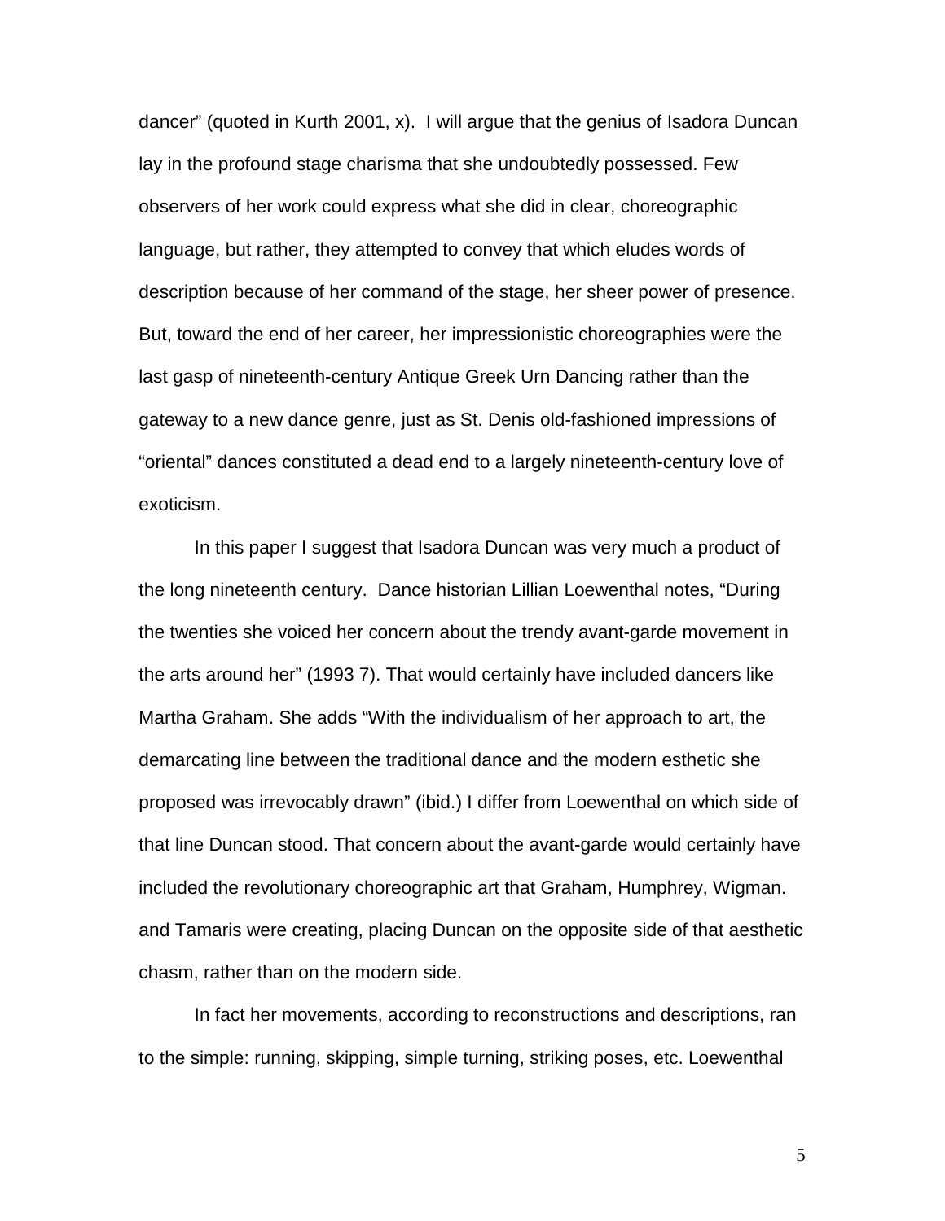dancer" (quoted in Kurth 2001, x). I will argue that the genius of Isadora Duncan lay in the profound stage charisma that she undoubtedly possessed. Few observers of her work could express what she did in clear, choreographic language, but rather, they attempted to convey that which eludes words of description because of her command of the stage, her sheer power of presence. But, toward the end of her career, her impressionistic choreographies were the last gasp of nineteenth-century Antique Greek Urn Dancing rather than the gateway to a new dance genre, just as St. Denis old-fashioned impressions of "oriental" dances constituted a dead end to a largely nineteenth-century love of exoticism.

In this paper I suggest that Isadora Duncan was very much a product of the long nineteenth century. Dance historian Lillian Loewenthal notes, "During the twenties she voiced her concern about the trendy avant-garde movement in the arts around her" (1993 7). That would certainly have included dancers like Martha Graham. She adds "With the individualism of her approach to art, the demarcating line between the traditional dance and the modern esthetic she proposed was irrevocably drawn" (ibid.) I differ from Loewenthal on which side of that line Duncan stood. That concern about the avant-garde would certainly have included the revolutionary choreographic art that Graham, Humphrey, Wigman. and Tamaris were creating, placing Duncan on the opposite side of that aesthetic chasm, rather than on the modern side.

In fact her movements, according to reconstructions and descriptions, ran to the simple: running, skipping, simple turning, striking poses, etc. Loewenthal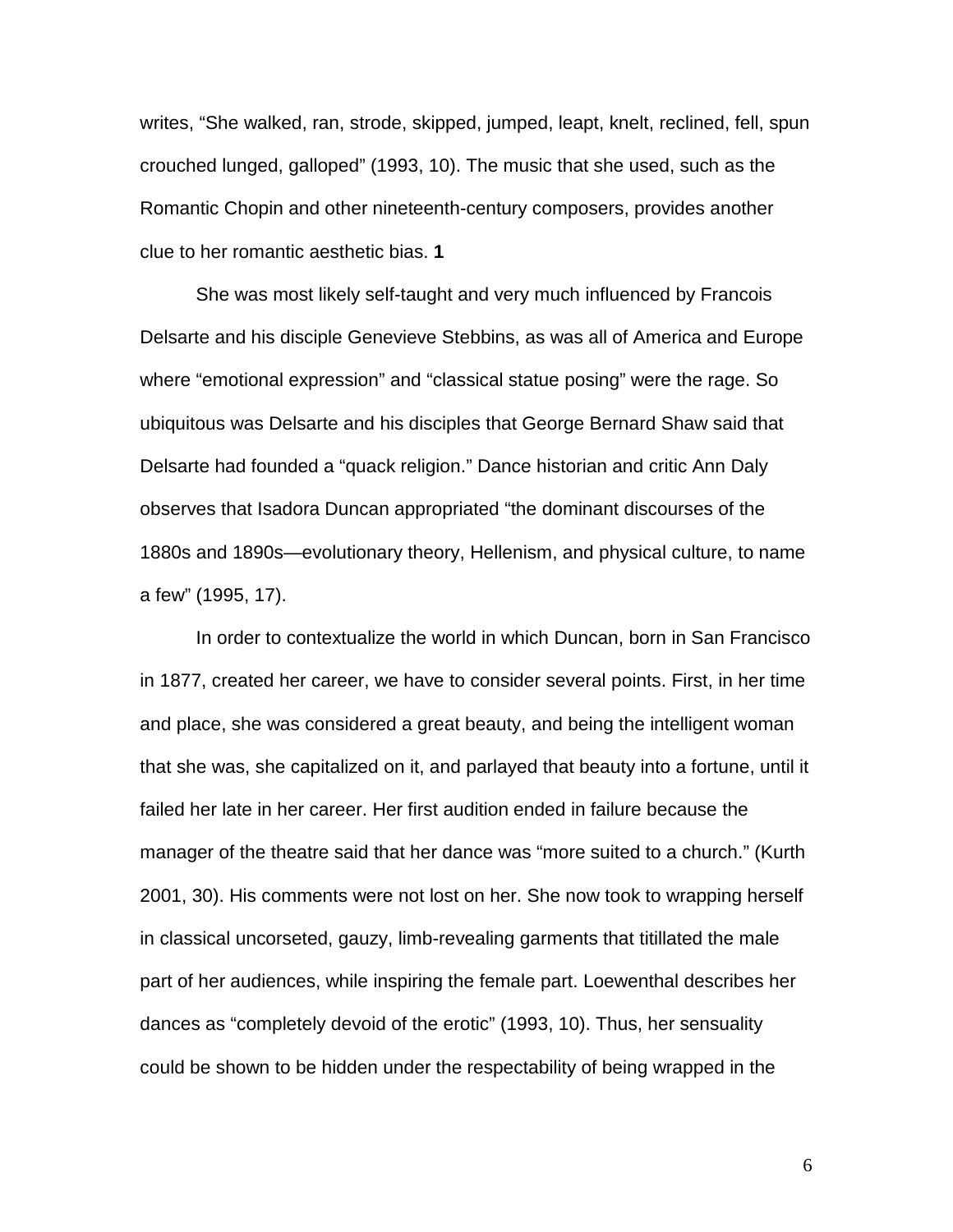writes, "She walked, ran, strode, skipped, jumped, leapt, knelt, reclined, fell, spun crouched lunged, galloped" (1993, 10). The music that she used, such as the Romantic Chopin and other nineteenth-century composers, provides another clue to her romantic aesthetic bias. **1**

She was most likely self-taught and very much influenced by Francois Delsarte and his disciple Genevieve Stebbins, as was all of America and Europe where "emotional expression" and "classical statue posing" were the rage. So ubiquitous was Delsarte and his disciples that George Bernard Shaw said that Delsarte had founded a "quack religion." Dance historian and critic Ann Daly observes that Isadora Duncan appropriated "the dominant discourses of the 1880s and 1890s—evolutionary theory, Hellenism, and physical culture, to name a few" (1995, 17).

In order to contextualize the world in which Duncan, born in San Francisco in 1877, created her career, we have to consider several points. First, in her time and place, she was considered a great beauty, and being the intelligent woman that she was, she capitalized on it, and parlayed that beauty into a fortune, until it failed her late in her career. Her first audition ended in failure because the manager of the theatre said that her dance was "more suited to a church." (Kurth 2001, 30). His comments were not lost on her. She now took to wrapping herself in classical uncorseted, gauzy, limb-revealing garments that titillated the male part of her audiences, while inspiring the female part. Loewenthal describes her dances as "completely devoid of the erotic" (1993, 10). Thus, her sensuality could be shown to be hidden under the respectability of being wrapped in the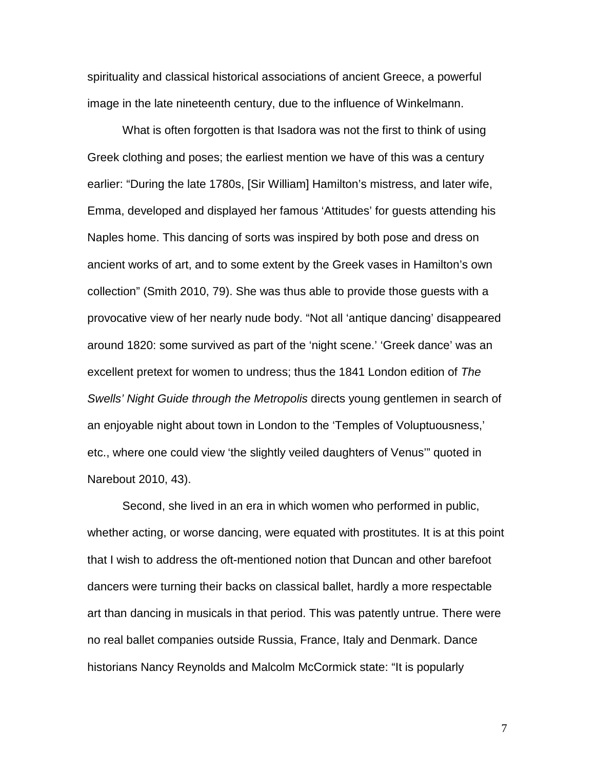spirituality and classical historical associations of ancient Greece, a powerful image in the late nineteenth century, due to the influence of Winkelmann.

What is often forgotten is that Isadora was not the first to think of using Greek clothing and poses; the earliest mention we have of this was a century earlier: "During the late 1780s, [Sir William] Hamilton's mistress, and later wife, Emma, developed and displayed her famous 'Attitudes' for guests attending his Naples home. This dancing of sorts was inspired by both pose and dress on ancient works of art, and to some extent by the Greek vases in Hamilton's own collection" (Smith 2010, 79). She was thus able to provide those guests with a provocative view of her nearly nude body. "Not all 'antique dancing' disappeared around 1820: some survived as part of the 'night scene.' 'Greek dance' was an excellent pretext for women to undress; thus the 1841 London edition of *The Swells' Night Guide through the Metropolis* directs young gentlemen in search of an enjoyable night about town in London to the 'Temples of Voluptuousness,' etc., where one could view 'the slightly veiled daughters of Venus'" quoted in Narebout 2010, 43).

Second, she lived in an era in which women who performed in public, whether acting, or worse dancing, were equated with prostitutes. It is at this point that I wish to address the oft-mentioned notion that Duncan and other barefoot dancers were turning their backs on classical ballet, hardly a more respectable art than dancing in musicals in that period. This was patently untrue. There were no real ballet companies outside Russia, France, Italy and Denmark. Dance historians Nancy Reynolds and Malcolm McCormick state: "It is popularly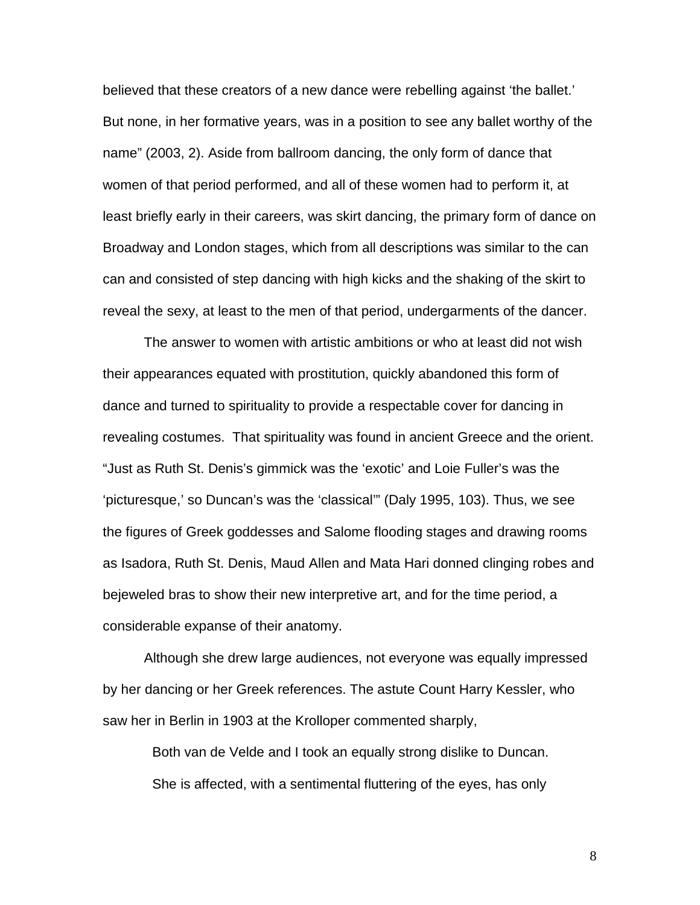believed that these creators of a new dance were rebelling against 'the ballet.' But none, in her formative years, was in a position to see any ballet worthy of the name" (2003, 2). Aside from ballroom dancing, the only form of dance that women of that period performed, and all of these women had to perform it, at least briefly early in their careers, was skirt dancing, the primary form of dance on Broadway and London stages, which from all descriptions was similar to the can can and consisted of step dancing with high kicks and the shaking of the skirt to reveal the sexy, at least to the men of that period, undergarments of the dancer.

The answer to women with artistic ambitions or who at least did not wish their appearances equated with prostitution, quickly abandoned this form of dance and turned to spirituality to provide a respectable cover for dancing in revealing costumes. That spirituality was found in ancient Greece and the orient. "Just as Ruth St. Denis's gimmick was the 'exotic' and Loie Fuller's was the 'picturesque,' so Duncan's was the 'classical'" (Daly 1995, 103). Thus, we see the figures of Greek goddesses and Salome flooding stages and drawing rooms as Isadora, Ruth St. Denis, Maud Allen and Mata Hari donned clinging robes and bejeweled bras to show their new interpretive art, and for the time period, a considerable expanse of their anatomy.

Although she drew large audiences, not everyone was equally impressed by her dancing or her Greek references. The astute Count Harry Kessler, who saw her in Berlin in 1903 at the Krolloper commented sharply,

> Both van de Velde and I took an equally strong dislike to Duncan. She is affected, with a sentimental fluttering of the eyes, has only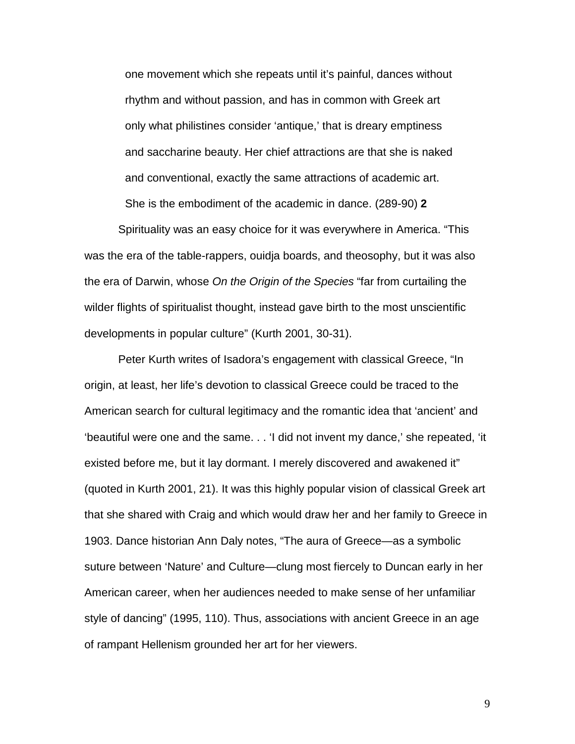> one movement which she repeats until it's painful, dances without rhythm and without passion, and has in common with Greek art only what philistines consider 'antique,' that is dreary emptiness and saccharine beauty. Her chief attractions are that she is naked and conventional, exactly the same attractions of academic art. She is the embodiment of the academic in dance. (289-90) **2**

Spirituality was an easy choice for it was everywhere in America. "This was the era of the table-rappers, ouidja boards, and theosophy, but it was also the era of Darwin, whose *On the Origin of the Species* "far from curtailing the wilder flights of spiritualist thought, instead gave birth to the most unscientific developments in popular culture" (Kurth 2001, 30-31).

Peter Kurth writes of Isadora's engagement with classical Greece, "In origin, at least, her life's devotion to classical Greece could be traced to the American search for cultural legitimacy and the romantic idea that 'ancient' and 'beautiful were one and the same. . . 'I did not invent my dance,' she repeated, 'it existed before me, but it lay dormant. I merely discovered and awakened it" (quoted in Kurth 2001, 21). It was this highly popular vision of classical Greek art that she shared with Craig and which would draw her and her family to Greece in 1903. Dance historian Ann Daly notes, "The aura of Greece—as a symbolic suture between 'Nature' and Culture—clung most fiercely to Duncan early in her American career, when her audiences needed to make sense of her unfamiliar style of dancing" (1995, 110). Thus, associations with ancient Greece in an age of rampant Hellenism grounded her art for her viewers.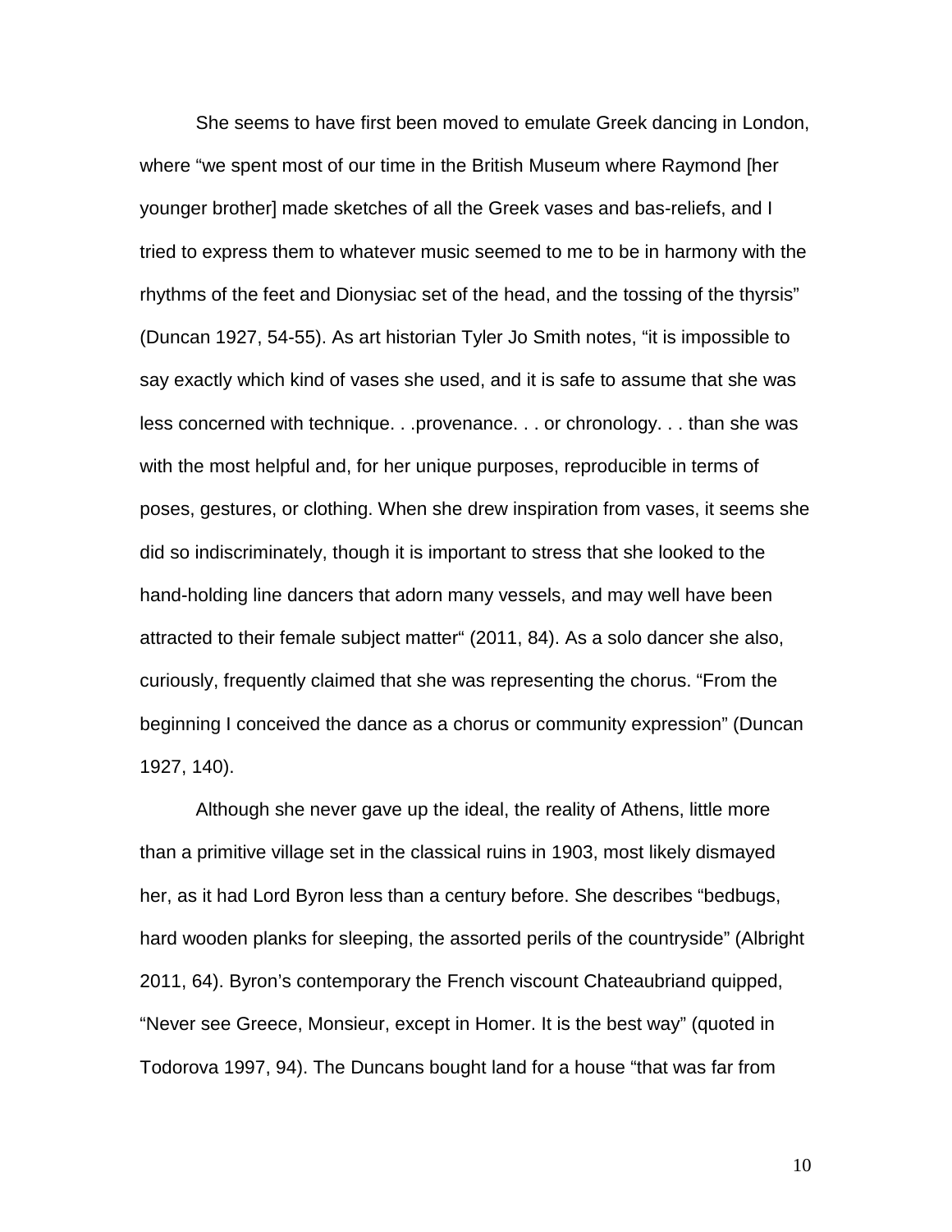She seems to have first been moved to emulate Greek dancing in London, where "we spent most of our time in the British Museum where Raymond [her younger brother] made sketches of all the Greek vases and bas-reliefs, and I tried to express them to whatever music seemed to me to be in harmony with the rhythms of the feet and Dionysiac set of the head, and the tossing of the thyrsis" (Duncan 1927, 54-55). As art historian Tyler Jo Smith notes, "it is impossible to say exactly which kind of vases she used, and it is safe to assume that she was less concerned with technique. . .provenance. . . or chronology. . . than she was with the most helpful and, for her unique purposes, reproducible in terms of poses, gestures, or clothing. When she drew inspiration from vases, it seems she did so indiscriminately, though it is important to stress that she looked to the hand-holding line dancers that adorn many vessels, and may well have been attracted to their female subject matter" (2011, 84). As a solo dancer she also, curiously, frequently claimed that she was representing the chorus. "From the beginning I conceived the dance as a chorus or community expression" (Duncan 1927, 140).

Although she never gave up the ideal, the reality of Athens, little more than a primitive village set in the classical ruins in 1903, most likely dismayed her, as it had Lord Byron less than a century before. She describes "bedbugs, hard wooden planks for sleeping, the assorted perils of the countryside" (Albright 2011, 64). Byron's contemporary the French viscount Chateaubriand quipped, "Never see Greece, Monsieur, except in Homer. It is the best way" (quoted in Todorova 1997, 94). The Duncans bought land for a house "that was far from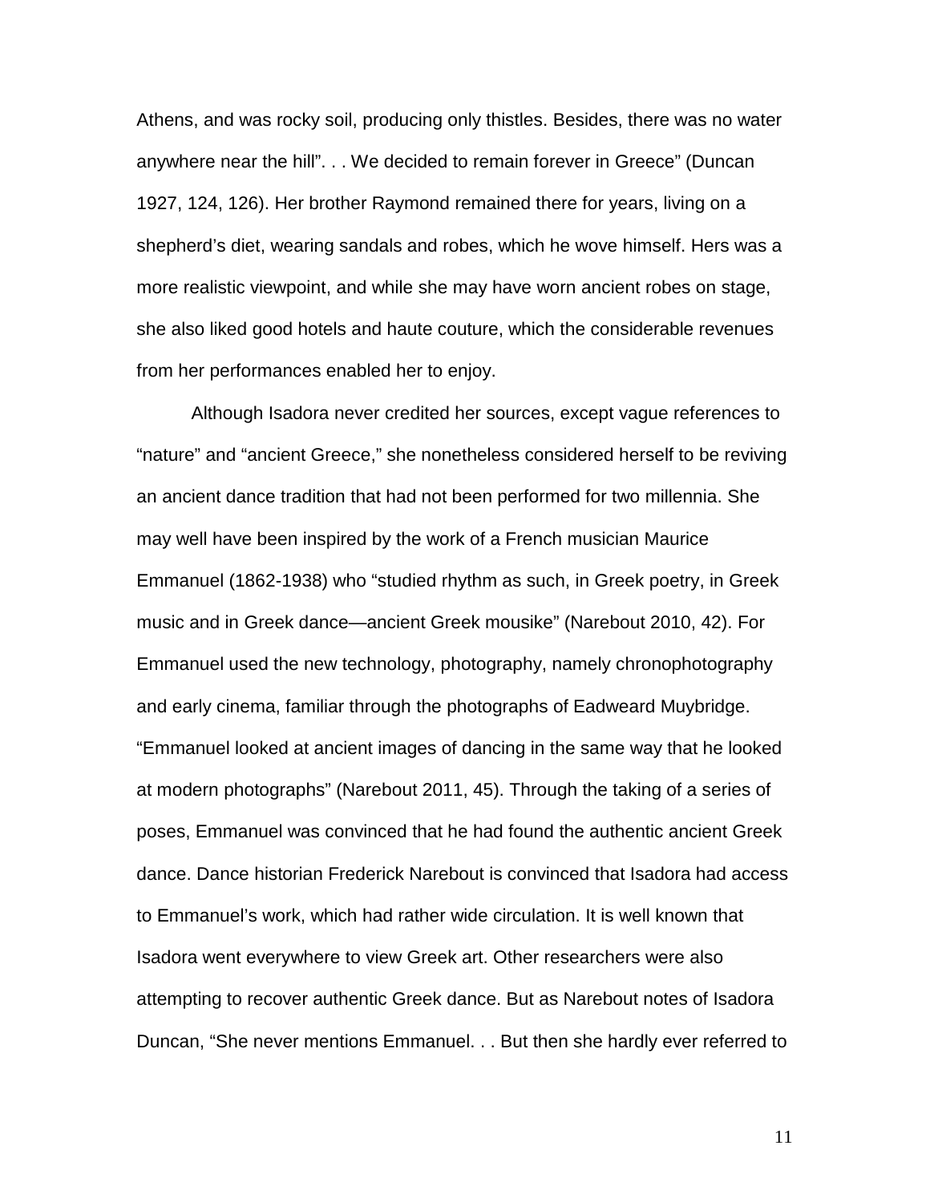Athens, and was rocky soil, producing only thistles. Besides, there was no water anywhere near the hill". . . We decided to remain forever in Greece" (Duncan 1927, 124, 126). Her brother Raymond remained there for years, living on a shepherd's diet, wearing sandals and robes, which he wove himself. Hers was a more realistic viewpoint, and while she may have worn ancient robes on stage, she also liked good hotels and haute couture, which the considerable revenues from her performances enabled her to enjoy.

Although Isadora never credited her sources, except vague references to "nature" and "ancient Greece," she nonetheless considered herself to be reviving an ancient dance tradition that had not been performed for two millennia. She may well have been inspired by the work of a French musician Maurice Emmanuel (1862-1938) who "studied rhythm as such, in Greek poetry, in Greek music and in Greek dance—ancient Greek mousike" (Narebout 2010, 42). For Emmanuel used the new technology, photography, namely chronophotography and early cinema, familiar through the photographs of Eadweard Muybridge. "Emmanuel looked at ancient images of dancing in the same way that he looked at modern photographs" (Narebout 2011, 45). Through the taking of a series of poses, Emmanuel was convinced that he had found the authentic ancient Greek dance. Dance historian Frederick Narebout is convinced that Isadora had access to Emmanuel's work, which had rather wide circulation. It is well known that Isadora went everywhere to view Greek art. Other researchers were also attempting to recover authentic Greek dance. But as Narebout notes of Isadora Duncan, "She never mentions Emmanuel. . . But then she hardly ever referred to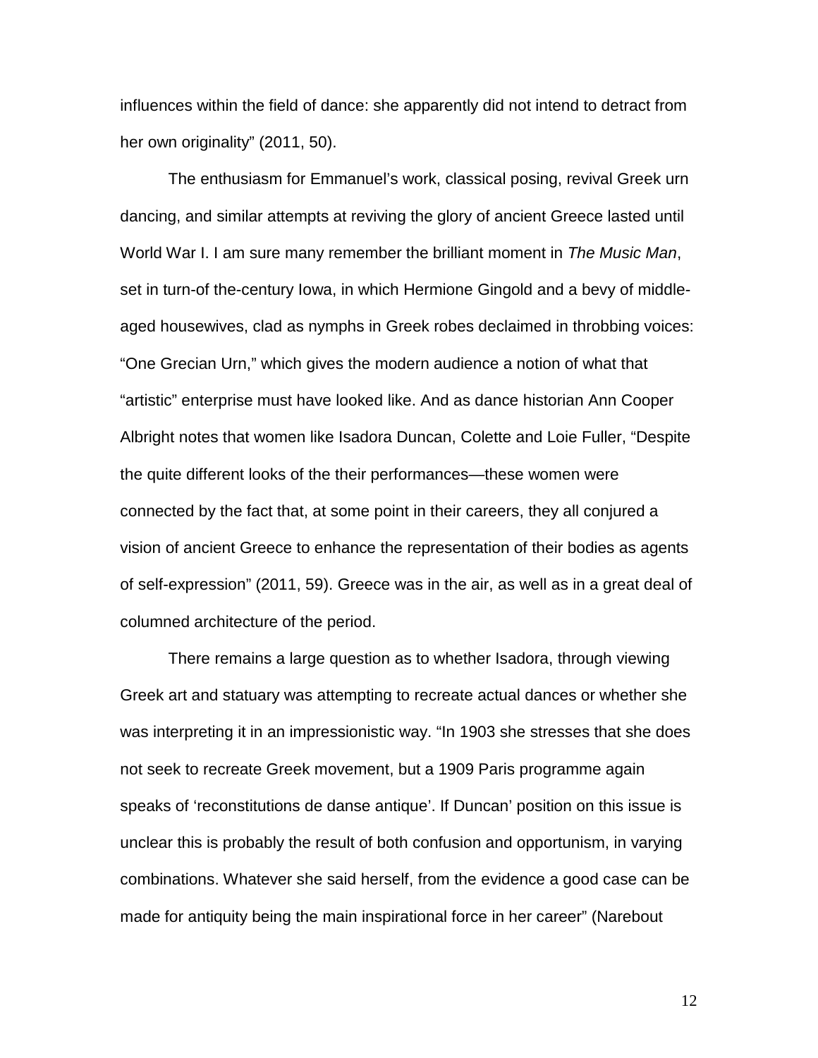influences within the field of dance: she apparently did not intend to detract from her own originality" (2011, 50).

The enthusiasm for Emmanuel's work, classical posing, revival Greek urn dancing, and similar attempts at reviving the glory of ancient Greece lasted until World War I. I am sure many remember the brilliant moment in *The Music Man*, set in turn-of the-century Iowa, in which Hermione Gingold and a bevy of middle-aged housewives, clad as nymphs in Greek robes declaimed in throbbing voices: "One Grecian Urn," which gives the modern audience a notion of what that "artistic" enterprise must have looked like. And as dance historian Ann Cooper Albright notes that women like Isadora Duncan, Colette and Loie Fuller, "Despite the quite different looks of the their performances—these women were connected by the fact that, at some point in their careers, they all conjured a vision of ancient Greece to enhance the representation of their bodies as agents of self-expression" (2011, 59). Greece was in the air, as well as in a great deal of columned architecture of the period.

There remains a large question as to whether Isadora, through viewing Greek art and statuary was attempting to recreate actual dances or whether she was interpreting it in an impressionistic way. "In 1903 she stresses that she does not seek to recreate Greek movement, but a 1909 Paris programme again speaks of 'reconstitutions de danse antique'. If Duncan' position on this issue is unclear this is probably the result of both confusion and opportunism, in varying combinations. Whatever she said herself, from the evidence a good case can be made for antiquity being the main inspirational force in her career" (Narebout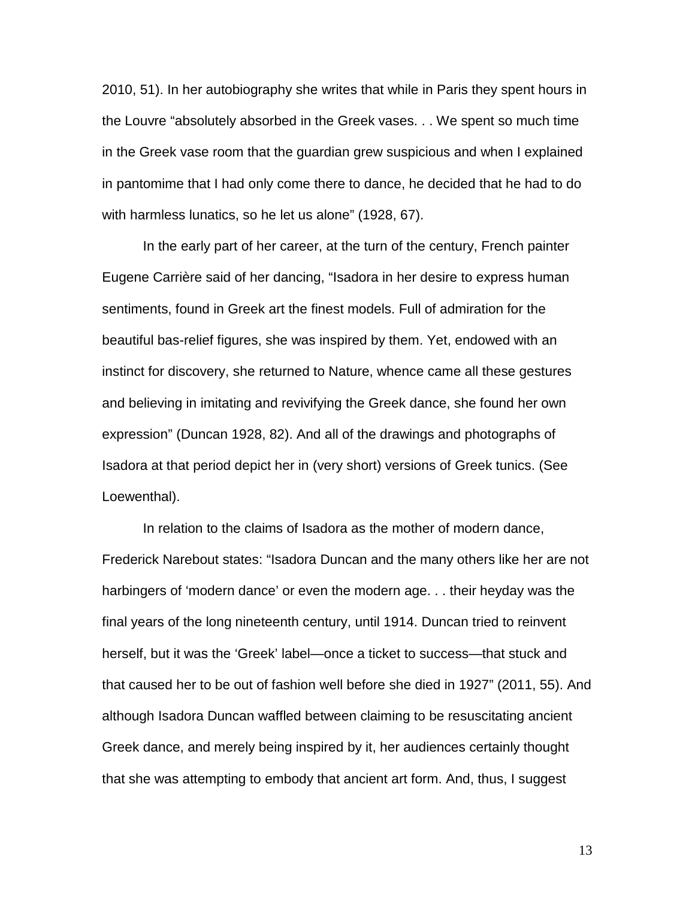2010, 51). In her autobiography she writes that while in Paris they spent hours in the Louvre "absolutely absorbed in the Greek vases. . . We spent so much time in the Greek vase room that the guardian grew suspicious and when I explained in pantomime that I had only come there to dance, he decided that he had to do with harmless lunatics, so he let us alone" (1928, 67).

In the early part of her career, at the turn of the century, French painter Eugene Carrière said of her dancing, "Isadora in her desire to express human sentiments, found in Greek art the finest models. Full of admiration for the beautiful bas-relief figures, she was inspired by them. Yet, endowed with an instinct for discovery, she returned to Nature, whence came all these gestures and believing in imitating and revivifying the Greek dance, she found her own expression" (Duncan 1928, 82). And all of the drawings and photographs of Isadora at that period depict her in (very short) versions of Greek tunics. (See Loewenthal).

In relation to the claims of Isadora as the mother of modern dance, Frederick Narebout states: "Isadora Duncan and the many others like her are not harbingers of 'modern dance' or even the modern age. . . their heyday was the final years of the long nineteenth century, until 1914. Duncan tried to reinvent herself, but it was the 'Greek' label—once a ticket to success—that stuck and that caused her to be out of fashion well before she died in 1927" (2011, 55). And although Isadora Duncan waffled between claiming to be resuscitating ancient Greek dance, and merely being inspired by it, her audiences certainly thought that she was attempting to embody that ancient art form. And, thus, I suggest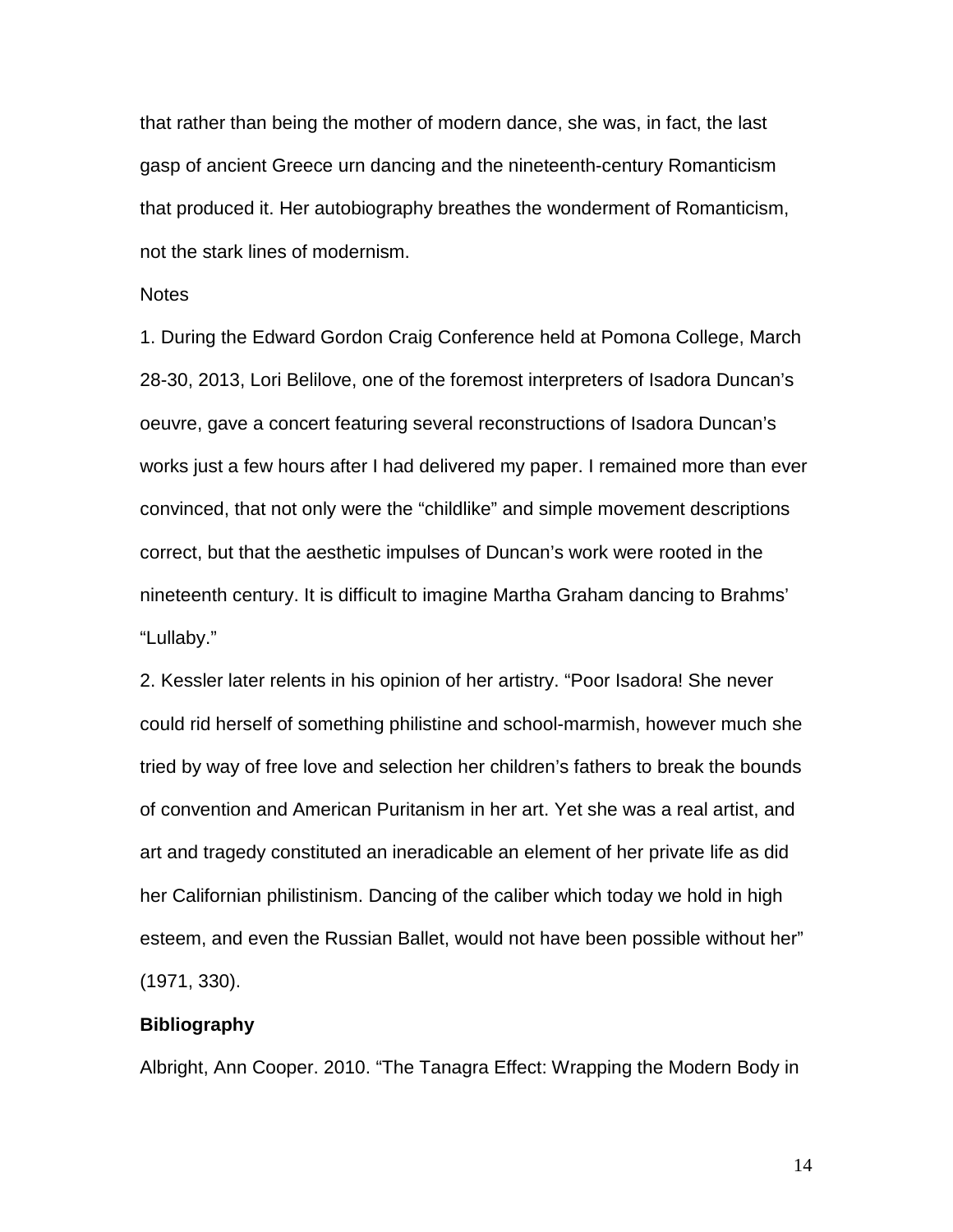that rather than being the mother of modern dance, she was, in fact, the last gasp of ancient Greece urn dancing and the nineteenth-century Romanticism that produced it. Her autobiography breathes the wonderment of Romanticism, not the stark lines of modernism.

Notes

1. During the Edward Gordon Craig Conference held at Pomona College, March 28-30, 2013, Lori Belilove, one of the foremost interpreters of Isadora Duncan's oeuvre, gave a concert featuring several reconstructions of Isadora Duncan's works just a few hours after I had delivered my paper. I remained more than ever convinced, that not only were the "childlike" and simple movement descriptions correct, but that the aesthetic impulses of Duncan's work were rooted in the nineteenth century. It is difficult to imagine Martha Graham dancing to Brahms' "Lullaby."

2. Kessler later relents in his opinion of her artistry. "Poor Isadora! She never could rid herself of something philistine and school-marmish, however much she tried by way of free love and selection her children's fathers to break the bounds of convention and American Puritanism in her art. Yet she was a real artist, and art and tragedy constituted an ineradicable an element of her private life as did her Californian philistinism. Dancing of the caliber which today we hold in high esteem, and even the Russian Ballet, would not have been possible without her" (1971, 330).

**Bibliography**

Albright, Ann Cooper. 2010. "The Tanagra Effect: Wrapping the Modern Body in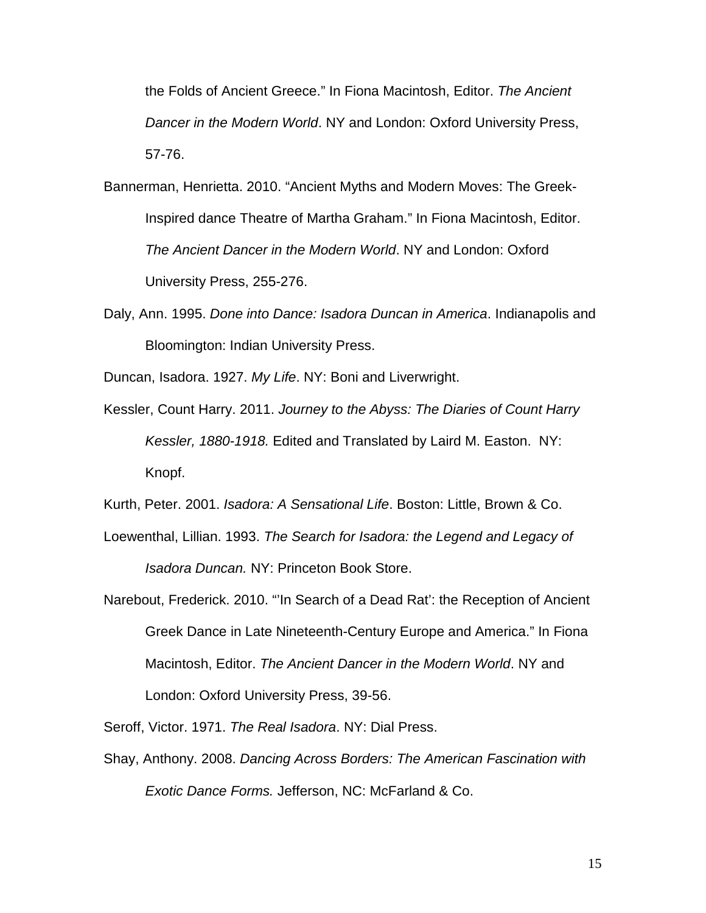the Folds of Ancient Greece." In Fiona Macintosh, Editor. *The Ancient Dancer in the Modern World*. NY and London: Oxford University Press, 57-76.

Bannerman, Henrietta. 2010. "Ancient Myths and Modern Moves: The Greek-Inspired dance Theatre of Martha Graham." In Fiona Macintosh, Editor. *The Ancient Dancer in the Modern World*. NY and London: Oxford University Press, 255-276.

Daly, Ann. 1995. *Done into Dance: Isadora Duncan in America*. Indianapolis and Bloomington: Indian University Press.

Duncan, Isadora. 1927. *My Life*. NY: Boni and Liverwright.

Kessler, Count Harry. 2011. *Journey to the Abyss: The Diaries of Count Harry Kessler, 1880-1918.* Edited and Translated by Laird M. Easton. NY: Knopf.

Kurth, Peter. 2001. *Isadora: A Sensational Life*. Boston: Little, Brown & Co.

Loewenthal, Lillian. 1993. *The Search for Isadora: the Legend and Legacy of Isadora Duncan.* NY: Princeton Book Store.

Narebout, Frederick. 2010. "'In Search of a Dead Rat': the Reception of Ancient Greek Dance in Late Nineteenth-Century Europe and America." In Fiona Macintosh, Editor. *The Ancient Dancer in the Modern World*. NY and London: Oxford University Press, 39-56.

Seroff, Victor. 1971. *The Real Isadora*. NY: Dial Press.

Shay, Anthony. 2008. *Dancing Across Borders: The American Fascination with Exotic Dance Forms.* Jefferson, NC: McFarland & Co.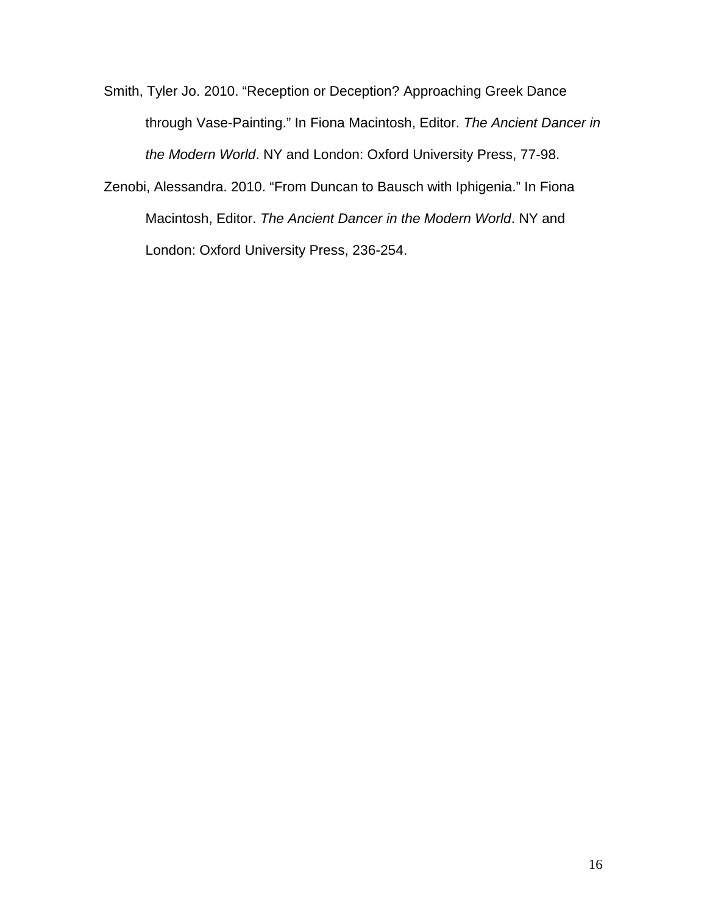Smith, Tyler Jo. 2010. “Reception or Deception? Approaching Greek Dance through Vase-Painting.” In Fiona Macintosh, Editor. *The Ancient Dancer in the Modern World*. NY and London: Oxford University Press, 77-98.

Zenobi, Alessandra. 2010. “From Duncan to Bausch with Iphigenia.” In Fiona Macintosh, Editor. *The Ancient Dancer in the Modern World*. NY and London: Oxford University Press, 236-254.